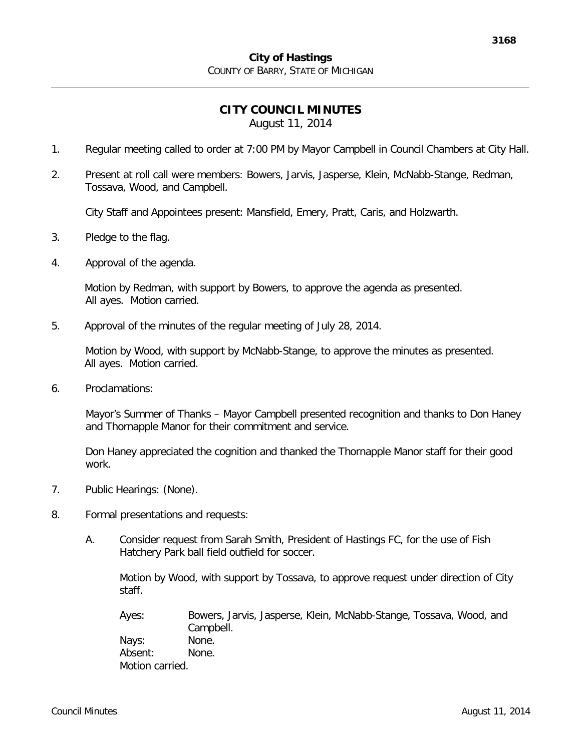**City of Hastings**
COUNTY OF BARRY, STATE OF MICHIGAN

# CITY COUNCIL MINUTES

August 11, 2014

1. Regular meeting called to order at 7:00 PM by Mayor Campbell in Council Chambers at City Hall.

2. Present at roll call were members: Bowers, Jarvis, Jasperse, Klein, McNabb-Stange, Redman, Tossava, Wood, and Campbell.

   City Staff and Appointees present: Mansfield, Emery, Pratt, Caris, and Holzwarth.

3. Pledge to the flag.

4. Approval of the agenda.

   Motion by Redman, with support by Bowers, to approve the agenda as presented. All ayes. Motion carried.

5. Approval of the minutes of the regular meeting of July 28, 2014.

   Motion by Wood, with support by McNabb-Stange, to approve the minutes as presented. All ayes. Motion carried.

6. Proclamations:

   Mayor's Summer of Thanks – Mayor Campbell presented recognition and thanks to Don Haney and Thornapple Manor for their commitment and service.

   Don Haney appreciated the cognition and thanked the Thornapple Manor staff for their good work.

7. Public Hearings: (None).

8. Formal presentations and requests:

   A. Consider request from Sarah Smith, President of Hastings FC, for the use of Fish Hatchery Park ball field outfield for soccer.

      Motion by Wood, with support by Tossava, to approve request under direction of City staff.

      Ayes: Bowers, Jarvis, Jasperse, Klein, McNabb-Stange, Tossava, Wood, and Campbell.
      Nays: None.
      Absent: None.
      Motion carried.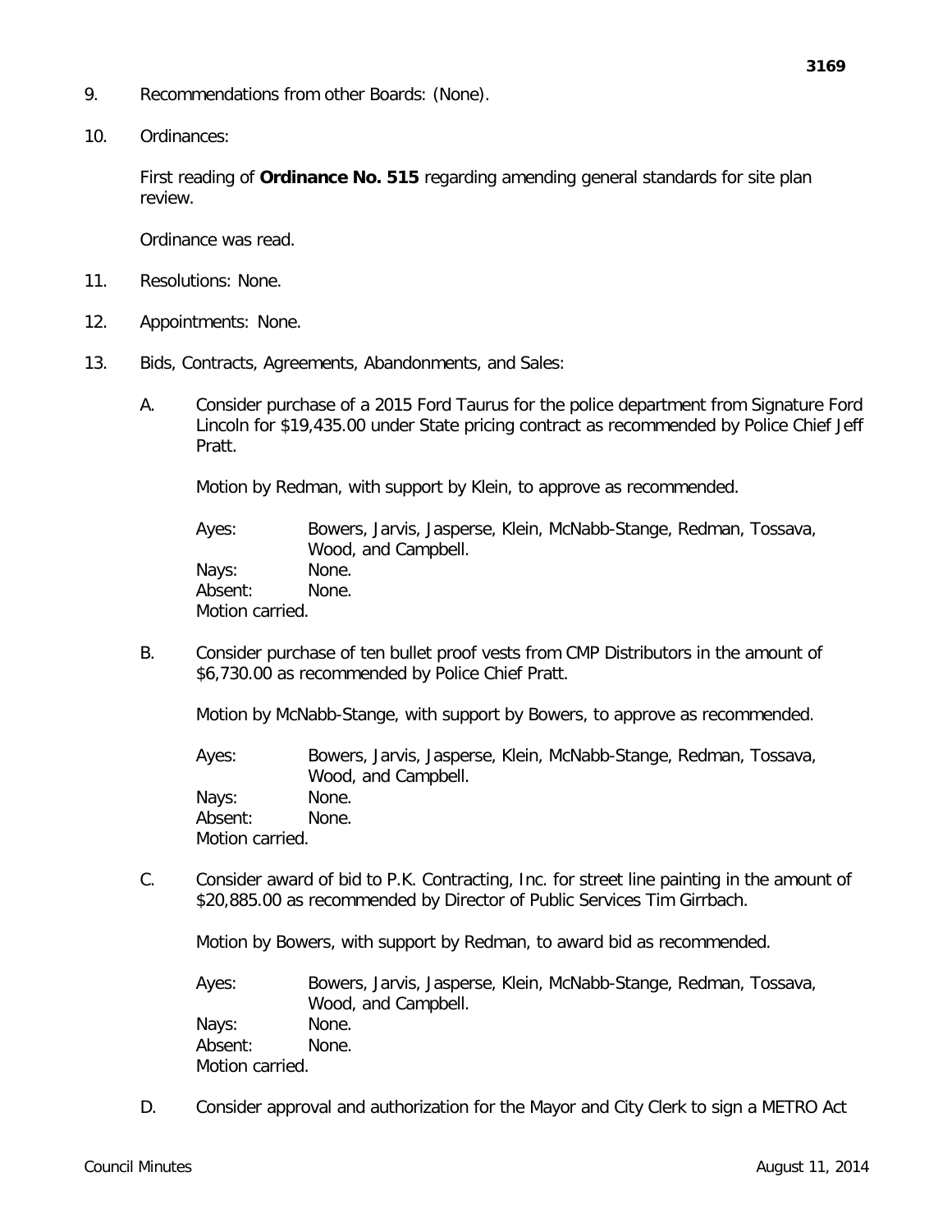9. Recommendations from other Boards: (None).

10. Ordinances:

    First reading of **Ordinance No. 515** regarding amending general standards for site plan review.

    Ordinance was read.

11. Resolutions: None.

12. Appointments: None.

13. Bids, Contracts, Agreements, Abandonments, and Sales:

    A. Consider purchase of a 2015 Ford Taurus for the police department from Signature Ford Lincoln for $19,435.00 under State pricing contract as recommended by Police Chief Jeff Pratt.

       Motion by Redman, with support by Klein, to approve as recommended.

       Ayes: Bowers, Jarvis, Jasperse, Klein, McNabb-Stange, Redman, Tossava, Wood, and Campbell.
       Nays: None.
       Absent: None.
       Motion carried.

    B. Consider purchase of ten bullet proof vests from CMP Distributors in the amount of $6,730.00 as recommended by Police Chief Pratt.

       Motion by McNabb-Stange, with support by Bowers, to approve as recommended.

       Ayes: Bowers, Jarvis, Jasperse, Klein, McNabb-Stange, Redman, Tossava, Wood, and Campbell.
       Nays: None.
       Absent: None.
       Motion carried.

    C. Consider award of bid to P.K. Contracting, Inc. for street line painting in the amount of $20,885.00 as recommended by Director of Public Services Tim Girrbach.

       Motion by Bowers, with support by Redman, to award bid as recommended.

       Ayes: Bowers, Jarvis, Jasperse, Klein, McNabb-Stange, Redman, Tossava, Wood, and Campbell.
       Nays: None.
       Absent: None.
       Motion carried.

    D. Consider approval and authorization for the Mayor and City Clerk to sign a METRO Act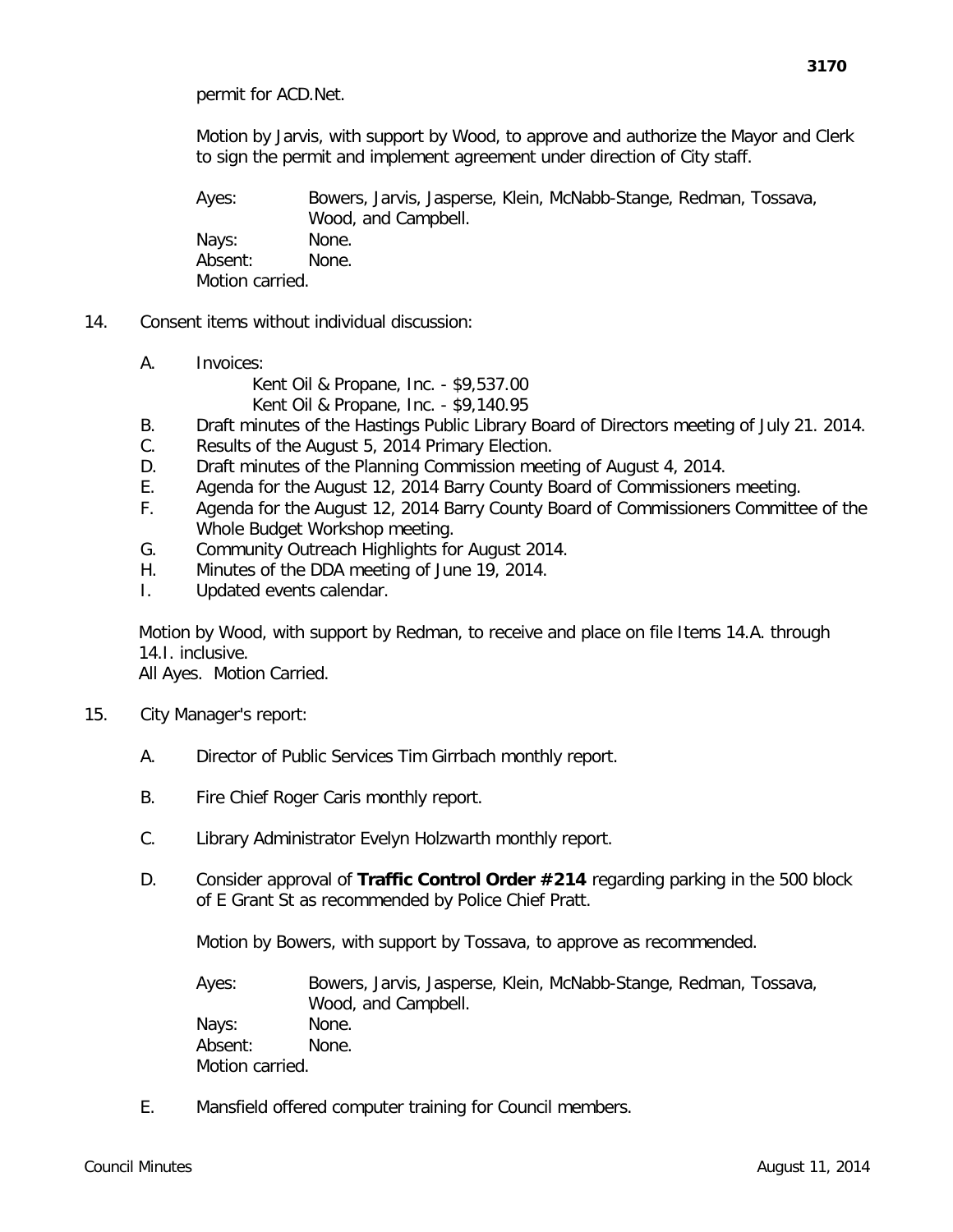permit for ACD.Net.

Motion by Jarvis, with support by Wood, to approve and authorize the Mayor and Clerk to sign the permit and implement agreement under direction of City staff.

Ayes: Bowers, Jarvis, Jasperse, Klein, McNabb-Stange, Redman, Tossava, Wood, and Campbell.
Nays: None.
Absent: None.
Motion carried.

14. Consent items without individual discussion:

   A. Invoices:
      Kent Oil & Propane, Inc. - $9,537.00
      Kent Oil & Propane, Inc. - $9,140.95
   B. Draft minutes of the Hastings Public Library Board of Directors meeting of July 21. 2014.
   C. Results of the August 5, 2014 Primary Election.
   D. Draft minutes of the Planning Commission meeting of August 4, 2014.
   E. Agenda for the August 12, 2014 Barry County Board of Commissioners meeting.
   F. Agenda for the August 12, 2014 Barry County Board of Commissioners Committee of the Whole Budget Workshop meeting.
   G. Community Outreach Highlights for August 2014.
   H. Minutes of the DDA meeting of June 19, 2014.
   I. Updated events calendar.

Motion by Wood, with support by Redman, to receive and place on file Items 14.A. through 14.I. inclusive.
All Ayes. Motion Carried.

15. City Manager's report:

   A. Director of Public Services Tim Girrbach monthly report.

   B. Fire Chief Roger Caris monthly report.

   C. Library Administrator Evelyn Holzwarth monthly report.

   D. Consider approval of **Traffic Control Order #214** regarding parking in the 500 block of E Grant St as recommended by Police Chief Pratt.

      Motion by Bowers, with support by Tossava, to approve as recommended.

      Ayes: Bowers, Jarvis, Jasperse, Klein, McNabb-Stange, Redman, Tossava, Wood, and Campbell.
      Nays: None.
      Absent: None.
      Motion carried.

   E. Mansfield offered computer training for Council members.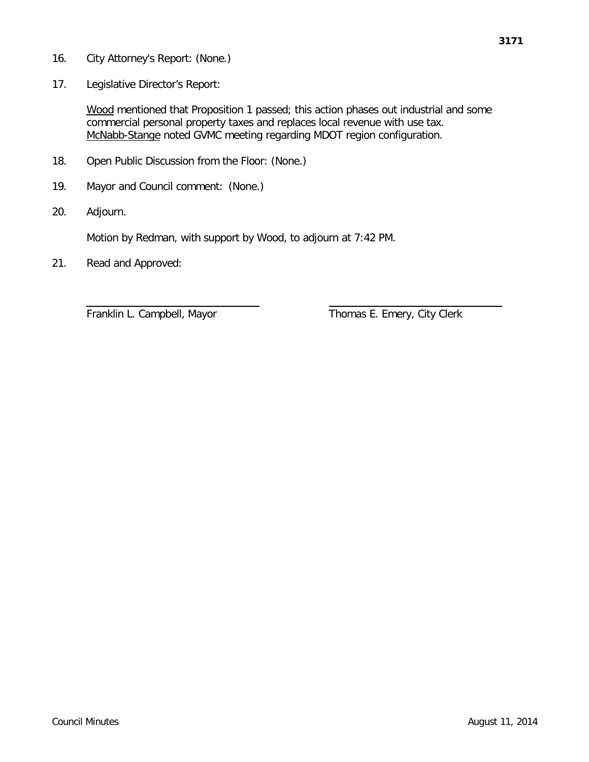16. City Attorney's Report: (None.)

17. Legislative Director's Report:

    <u>Wood</u> mentioned that Proposition 1 passed; this action phases out industrial and some commercial personal property taxes and replaces local revenue with use tax. <u>McNabb-Stange</u> noted GVMC meeting regarding MDOT region configuration.

18. Open Public Discussion from the Floor: (None.)

19. Mayor and Council comment: (None.)

20. Adjourn.

    Motion by Redman, with support by Wood, to adjourn at 7:42 PM.

21. Read and Approved:

| | |
|---|---|
| Franklin L. Campbell, Mayor | Thomas E. Emery, City Clerk |